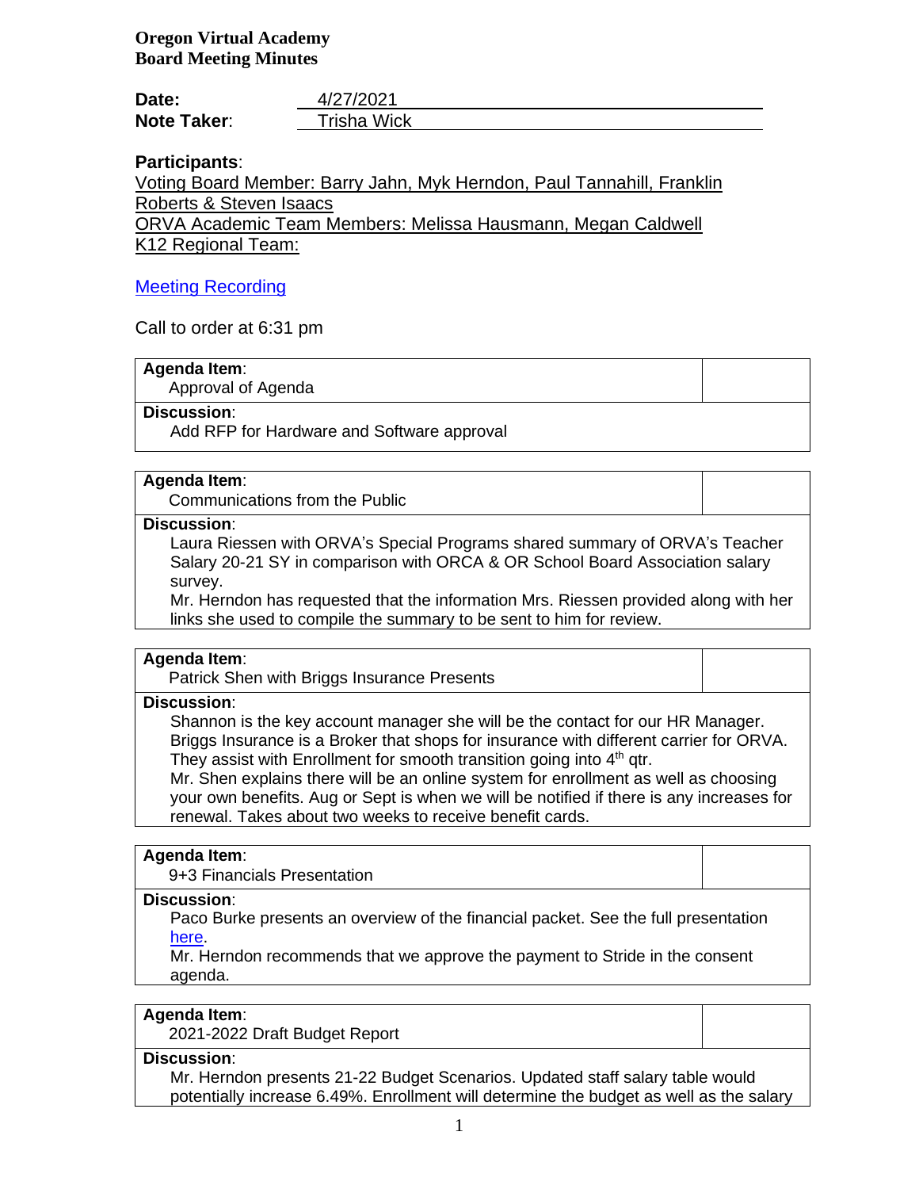**Oregon Virtual Academy**
**Board Meeting Minutes**

**Date:** 4/27/2021
**Note Taker:** Trisha Wick

**Participants:**
Voting Board Member: Barry Jahn, Myk Herndon, Paul Tannahill, Franklin Roberts & Steven Isaacs
ORVA Academic Team Members: Melissa Hausmann, Megan Caldwell
K12 Regional Team:

Meeting Recording

Call to order at 6:31 pm

| **Agenda Item:** Approval of Agenda | |
|---|---|
| **Discussion:** Add RFP for Hardware and Software approval | |

| **Agenda Item:** Communications from the Public | |
|---|---|
| **Discussion:** Laura Riessen with ORVA's Special Programs shared summary of ORVA's Teacher Salary 20-21 SY in comparison with ORCA & OR School Board Association salary survey. Mr. Herndon has requested that the information Mrs. Riessen provided along with her links she used to compile the summary to be sent to him for review. | |

| **Agenda Item:** Patrick Shen with Briggs Insurance Presents | |
|---|---|
| **Discussion:** Shannon is the key account manager she will be the contact for our HR Manager. Briggs Insurance is a Broker that shops for insurance with different carrier for ORVA. They assist with Enrollment for smooth transition going into 4th qtr. Mr. Shen explains there will be an online system for enrollment as well as choosing your own benefits. Aug or Sept is when we will be notified if there is any increases for renewal. Takes about two weeks to receive benefit cards. | |

| **Agenda Item:** 9+3 Financials Presentation | |
|---|---|
| **Discussion:** Paco Burke presents an overview of the financial packet. See the full presentation here. Mr. Herndon recommends that we approve the payment to Stride in the consent agenda. | |

| **Agenda Item:** 2021-2022 Draft Budget Report | |
|---|---|
| **Discussion:** Mr. Herndon presents 21-22 Budget Scenarios. Updated staff salary table would potentially increase 6.49%. Enrollment will determine the budget as well as the salary | |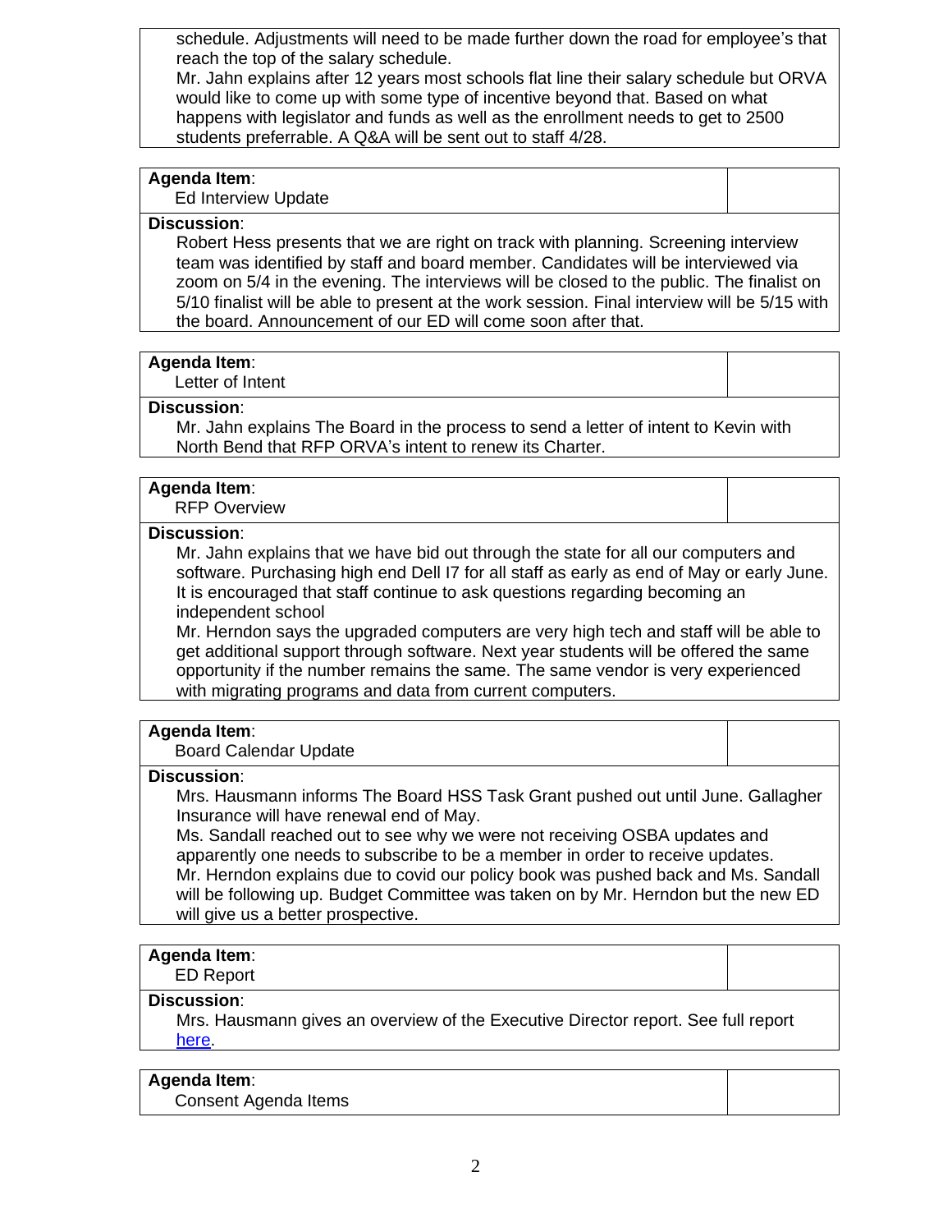schedule. Adjustments will need to be made further down the road for employee's that reach the top of the salary schedule.
Mr. Jahn explains after 12 years most schools flat line their salary schedule but ORVA would like to come up with some type of incentive beyond that. Based on what happens with legislator and funds as well as the enrollment needs to get to 2500 students preferrable. A Q&A will be sent out to staff 4/28.

**Agenda Item**:
Ed Interview Update

**Discussion**:
Robert Hess presents that we are right on track with planning. Screening interview team was identified by staff and board member. Candidates will be interviewed via zoom on 5/4 in the evening. The interviews will be closed to the public. The finalist on 5/10 finalist will be able to present at the work session. Final interview will be 5/15 with the board. Announcement of our ED will come soon after that.

**Agenda Item**:
Letter of Intent

**Discussion**:
Mr. Jahn explains The Board in the process to send a letter of intent to Kevin with North Bend that RFP ORVA's intent to renew its Charter.

**Agenda Item**:
RFP Overview

**Discussion**:
Mr. Jahn explains that we have bid out through the state for all our computers and software. Purchasing high end Dell I7 for all staff as early as end of May or early June. It is encouraged that staff continue to ask questions regarding becoming an independent school
Mr. Herndon says the upgraded computers are very high tech and staff will be able to get additional support through software. Next year students will be offered the same opportunity if the number remains the same. The same vendor is very experienced with migrating programs and data from current computers.

**Agenda Item**:
Board Calendar Update

**Discussion**:
Mrs. Hausmann informs The Board HSS Task Grant pushed out until June. Gallagher Insurance will have renewal end of May.
Ms. Sandall reached out to see why we were not receiving OSBA updates and apparently one needs to subscribe to be a member in order to receive updates.
Mr. Herndon explains due to covid our policy book was pushed back and Ms. Sandall will be following up. Budget Committee was taken on by Mr. Herndon but the new ED will give us a better prospective.

**Agenda Item**:
ED Report

**Discussion**:
Mrs. Hausmann gives an overview of the Executive Director report. See full report here.

**Agenda Item**:
Consent Agenda Items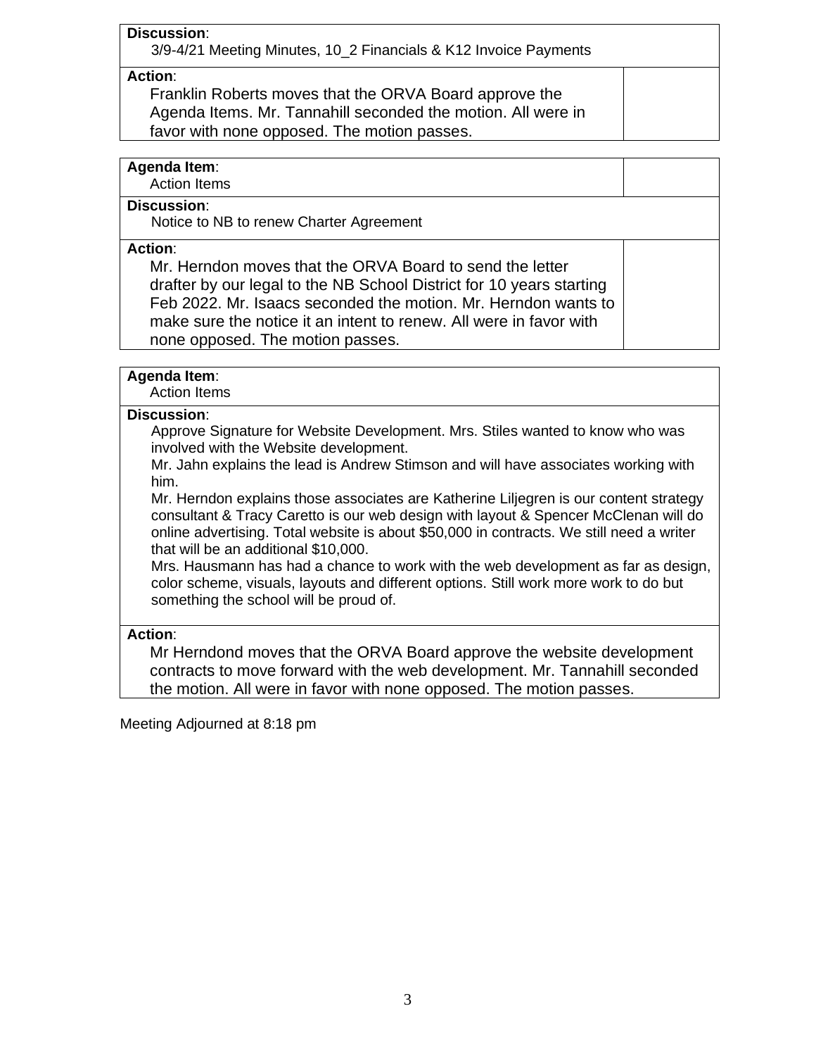**Discussion**:
3/9-4/21 Meeting Minutes, 10_2 Financials & K12 Invoice Payments

**Action**:
Franklin Roberts moves that the ORVA Board approve the Agenda Items. Mr. Tannahill seconded the motion. All were in favor with none opposed. The motion passes.

**Agenda Item**:
Action Items

**Discussion**:
Notice to NB to renew Charter Agreement

**Action**:
Mr. Herndon moves that the ORVA Board to send the letter drafter by our legal to the NB School District for 10 years starting Feb 2022. Mr. Isaacs seconded the motion. Mr. Herndon wants to make sure the notice it an intent to renew. All were in favor with none opposed. The motion passes.

**Agenda Item**:
Action Items

**Discussion**:
Approve Signature for Website Development. Mrs. Stiles wanted to know who was involved with the Website development.
Mr. Jahn explains the lead is Andrew Stimson and will have associates working with him.
Mr. Herndon explains those associates are Katherine Liljegren is our content strategy consultant & Tracy Caretto is our web design with layout & Spencer McClenan will do online advertising. Total website is about $50,000 in contracts. We still need a writer that will be an additional $10,000.
Mrs. Hausmann has had a chance to work with the web development as far as design, color scheme, visuals, layouts and different options. Still work more work to do but something the school will be proud of.

**Action**:
Mr Herndond moves that the ORVA Board approve the website development contracts to move forward with the web development. Mr. Tannahill seconded the motion. All were in favor with none opposed. The motion passes.

Meeting Adjourned at 8:18 pm